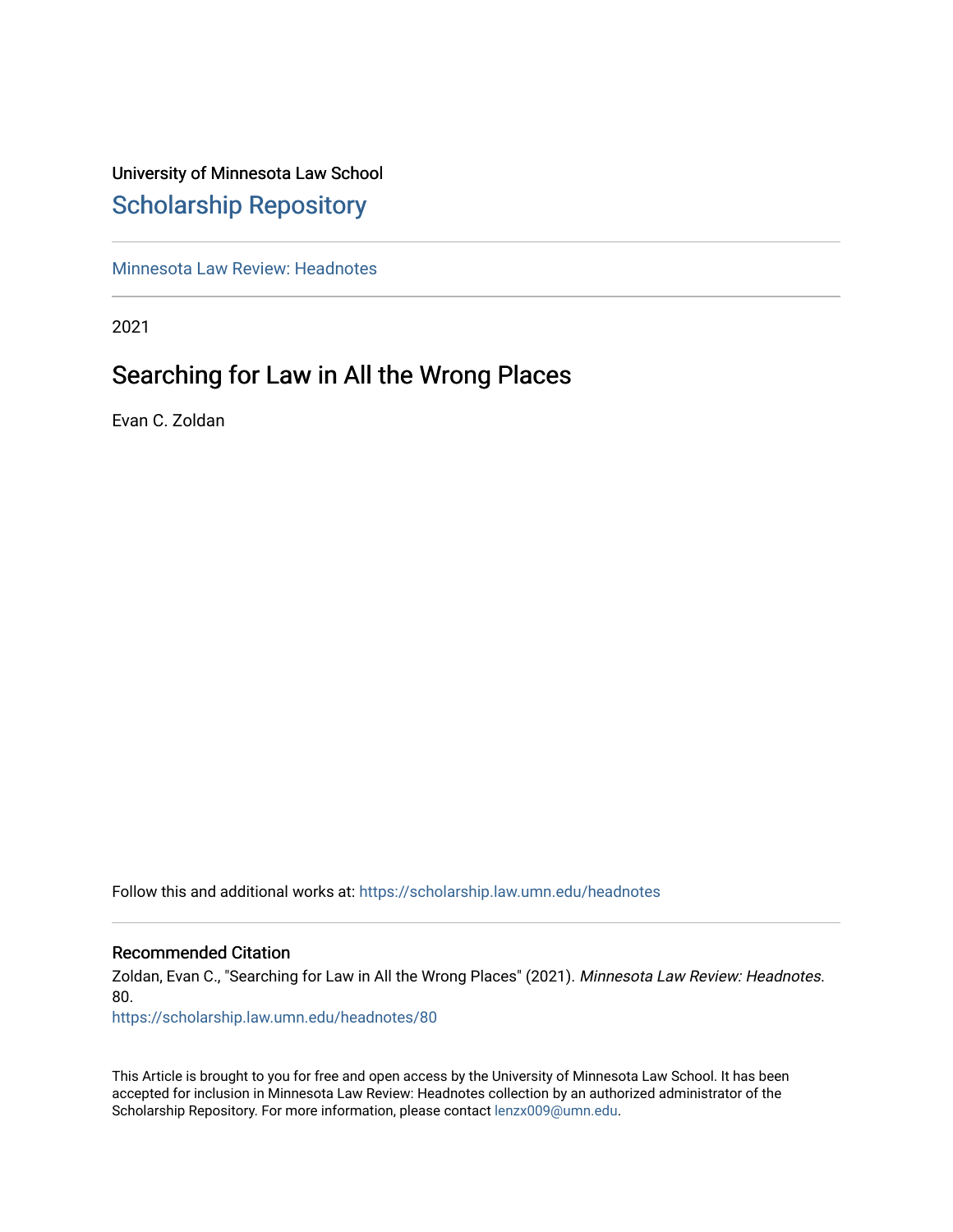University of Minnesota Law School

# Scholarship Repository

Minnesota Law Review: Headnotes

2021

## Searching for Law in All the Wrong Places

Evan C. Zoldan

Follow this and additional works at: https://scholarship.law.umn.edu/headnotes

### Recommended Citation

Zoldan, Evan C., "Searching for Law in All the Wrong Places" (2021). *Minnesota Law Review: Headnotes*. 80.
https://scholarship.law.umn.edu/headnotes/80

This Article is brought to you for free and open access by the University of Minnesota Law School. It has been accepted for inclusion in Minnesota Law Review: Headnotes collection by an authorized administrator of the Scholarship Repository. For more information, please contact lenzx009@umn.edu.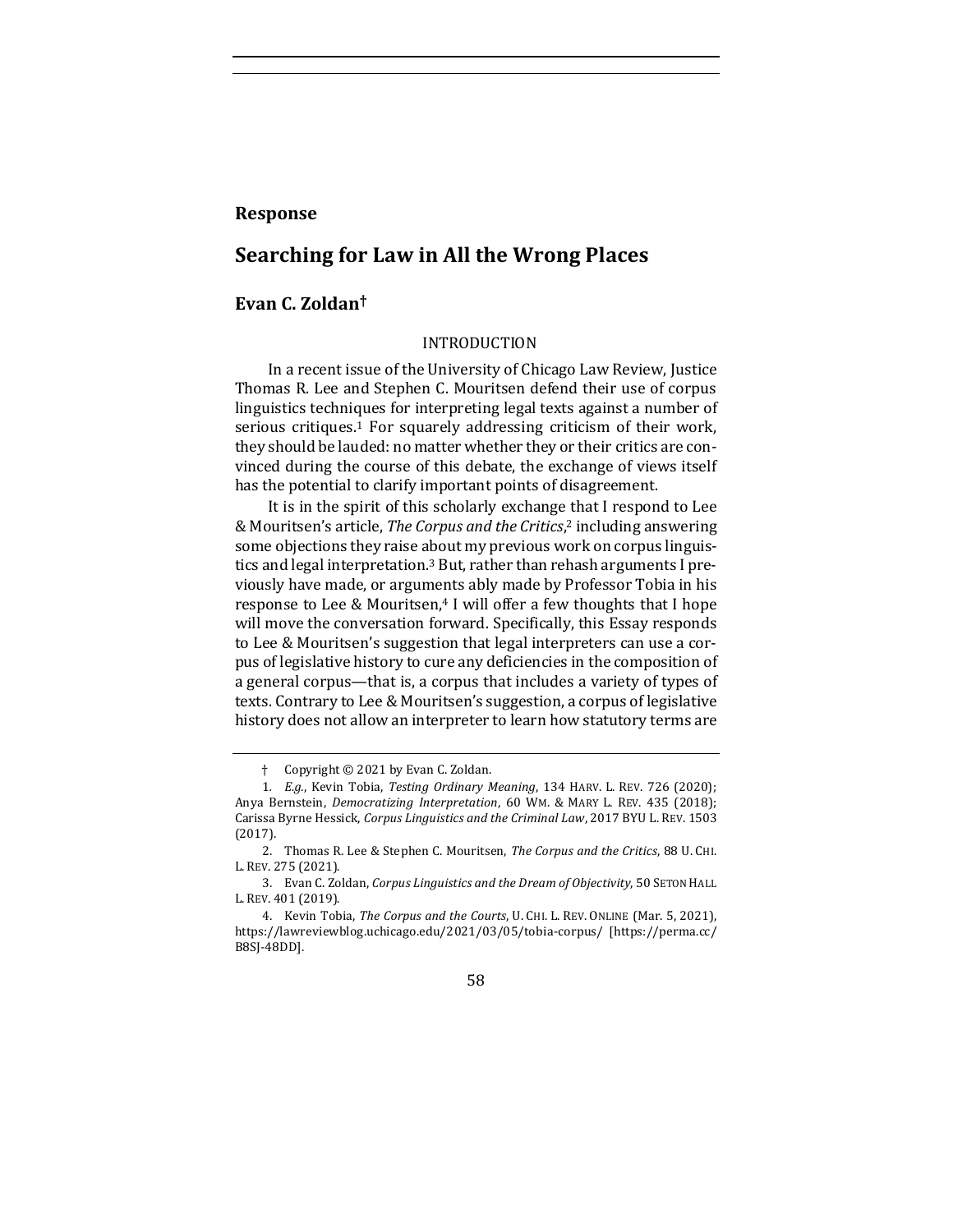**Response**

# Searching for Law in All the Wrong Places

## Evan C. Zoldan†

### INTRODUCTION

In a recent issue of the University of Chicago Law Review, Justice Thomas R. Lee and Stephen C. Mouritsen defend their use of corpus linguistics techniques for interpreting legal texts against a number of serious critiques.[1] For squarely addressing criticism of their work, they should be lauded: no matter whether they or their critics are convinced during the course of this debate, the exchange of views itself has the potential to clarify important points of disagreement.

It is in the spirit of this scholarly exchange that I respond to Lee & Mouritsen's article, *The Corpus and the Critics*,[2] including answering some objections they raise about my previous work on corpus linguistics and legal interpretation.[3] But, rather than rehash arguments I previously have made, or arguments ably made by Professor Tobia in his response to Lee & Mouritsen,[4] I will offer a few thoughts that I hope will move the conversation forward. Specifically, this Essay responds to Lee & Mouritsen's suggestion that legal interpreters can use a corpus of legislative history to cure any deficiencies in the composition of a general corpus—that is, a corpus that includes a variety of types of texts. Contrary to Lee & Mouritsen's suggestion, a corpus of legislative history does not allow an interpreter to learn how statutory terms are

---

† Copyright © 2021 by Evan C. Zoldan.

1. *E.g.*, Kevin Tobia, *Testing Ordinary Meaning*, 134 HARV. L. REV. 726 (2020); Anya Bernstein, *Democratizing Interpretation*, 60 WM. & MARY L. REV. 435 (2018); Carissa Byrne Hessick, *Corpus Linguistics and the Criminal Law*, 2017 BYU L. REV. 1503 (2017).

2. Thomas R. Lee & Stephen C. Mouritsen, *The Corpus and the Critics*, 88 U. CHI. L. REV. 275 (2021).

3. Evan C. Zoldan, *Corpus Linguistics and the Dream of Objectivity*, 50 SETON HALL L. REV. 401 (2019).

4. Kevin Tobia, *The Corpus and the Courts*, U. CHI. L. REV. ONLINE (Mar. 5, 2021), https://lawreviewblog.uchicago.edu/2021/03/05/tobia-corpus/ [https://perma.cc/B8SJ-48DD].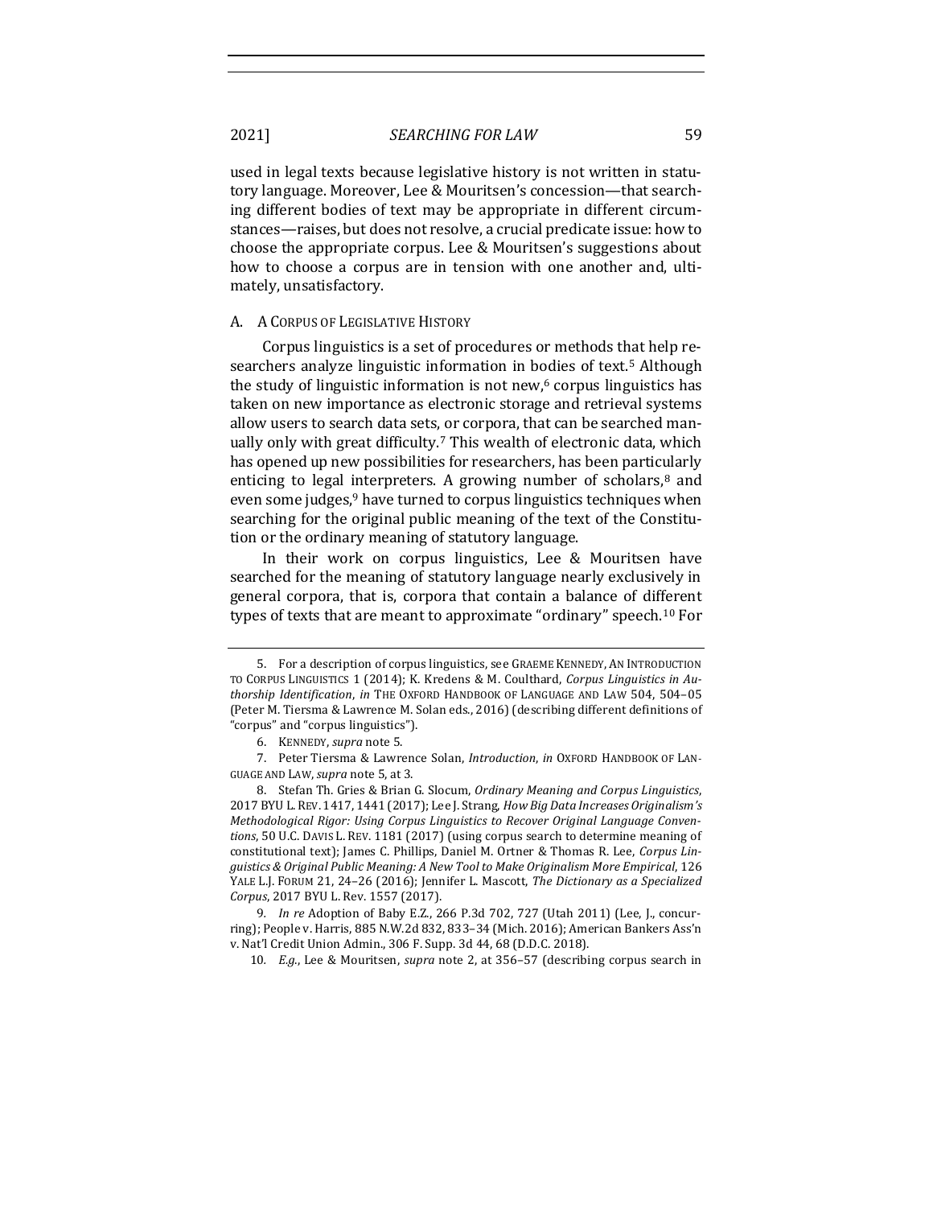used in legal texts because legislative history is not written in statutory language. Moreover, Lee & Mouritsen's concession—that searching different bodies of text may be appropriate in different circumstances—raises, but does not resolve, a crucial predicate issue: how to choose the appropriate corpus. Lee & Mouritsen's suggestions about how to choose a corpus are in tension with one another and, ultimately, unsatisfactory.

## A. A Corpus of Legislative History

Corpus linguistics is a set of procedures or methods that help researchers analyze linguistic information in bodies of text.[5] Although the study of linguistic information is not new,[6] corpus linguistics has taken on new importance as electronic storage and retrieval systems allow users to search data sets, or corpora, that can be searched manually only with great difficulty.[7] This wealth of electronic data, which has opened up new possibilities for researchers, has been particularly enticing to legal interpreters. A growing number of scholars,[8] and even some judges,[9] have turned to corpus linguistics techniques when searching for the original public meaning of the text of the Constitution or the ordinary meaning of statutory language.

In their work on corpus linguistics, Lee & Mouritsen have searched for the meaning of statutory language nearly exclusively in general corpora, that is, corpora that contain a balance of different types of texts that are meant to approximate "ordinary" speech.[10] For

---

5. For a description of corpus linguistics, see GRAEME KENNEDY, AN INTRODUCTION TO CORPUS LINGUISTICS 1 (2014); K. Kredens & M. Coulthard, *Corpus Linguistics in Authorship Identification*, *in* THE OXFORD HANDBOOK OF LANGUAGE AND LAW 504, 504–05 (Peter M. Tiersma & Lawrence M. Solan eds., 2016) (describing different definitions of "corpus" and "corpus linguistics").

6. KENNEDY, *supra* note 5.

7. Peter Tiersma & Lawrence Solan, *Introduction*, *in* OXFORD HANDBOOK OF LANGUAGE AND LAW, *supra* note 5, at 3.

8. Stefan Th. Gries & Brian G. Slocum, *Ordinary Meaning and Corpus Linguistics*, 2017 BYU L. REV. 1417, 1441 (2017); Lee J. Strang, *How Big Data Increases Originalism's Methodological Rigor: Using Corpus Linguistics to Recover Original Language Conventions*, 50 U.C. DAVIS L. REV. 1181 (2017) (using corpus search to determine meaning of constitutional text); James C. Phillips, Daniel M. Ortner & Thomas R. Lee, *Corpus Linguistics & Original Public Meaning: A New Tool to Make Originalism More Empirical*, 126 YALE L.J. FORUM 21, 24–26 (2016); Jennifer L. Mascott, *The Dictionary as a Specialized Corpus*, 2017 BYU L. Rev. 1557 (2017).

9. *In re* Adoption of Baby E.Z., 266 P.3d 702, 727 (Utah 2011) (Lee, J., concurring); People v. Harris, 885 N.W.2d 832, 833–34 (Mich. 2016); American Bankers Ass'n v. Nat'l Credit Union Admin., 306 F. Supp. 3d 44, 68 (D.D.C. 2018).

10. *E.g.*, Lee & Mouritsen, *supra* note 2, at 356–57 (describing corpus search in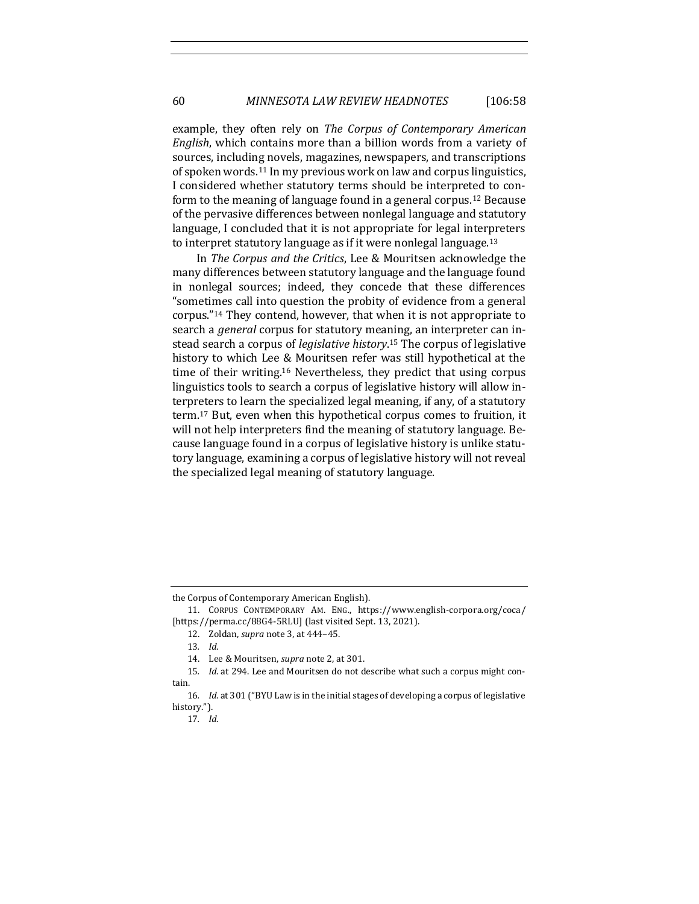example, they often rely on *The Corpus of Contemporary American English*, which contains more than a billion words from a variety of sources, including novels, magazines, newspapers, and transcriptions of spoken words.[11] In my previous work on law and corpus linguistics, I considered whether statutory terms should be interpreted to conform to the meaning of language found in a general corpus.[12] Because of the pervasive differences between nonlegal language and statutory language, I concluded that it is not appropriate for legal interpreters to interpret statutory language as if it were nonlegal language.[13]

In *The Corpus and the Critics*, Lee & Mouritsen acknowledge the many differences between statutory language and the language found in nonlegal sources; indeed, they concede that these differences "sometimes call into question the probity of evidence from a general corpus."[14] They contend, however, that when it is not appropriate to search a *general* corpus for statutory meaning, an interpreter can instead search a corpus of *legislative history*.[15] The corpus of legislative history to which Lee & Mouritsen refer was still hypothetical at the time of their writing.[16] Nevertheless, they predict that using corpus linguistics tools to search a corpus of legislative history will allow interpreters to learn the specialized legal meaning, if any, of a statutory term.[17] But, even when this hypothetical corpus comes to fruition, it will not help interpreters find the meaning of statutory language. Because language found in a corpus of legislative history is unlike statutory language, examining a corpus of legislative history will not reveal the specialized legal meaning of statutory language.

---

the Corpus of Contemporary American English).

11. CORPUS CONTEMPORARY AM. ENG., https://www.english-corpora.org/coca/ [https://perma.cc/88G4-5RLU] (last visited Sept. 13, 2021).

12. Zoldan, *supra* note 3, at 444–45.

13. *Id.*

14. Lee & Mouritsen, *supra* note 2, at 301.

15. *Id.* at 294. Lee and Mouritsen do not describe what such a corpus might contain.

16. *Id.* at 301 ("BYU Law is in the initial stages of developing a corpus of legislative history.").

17. *Id.*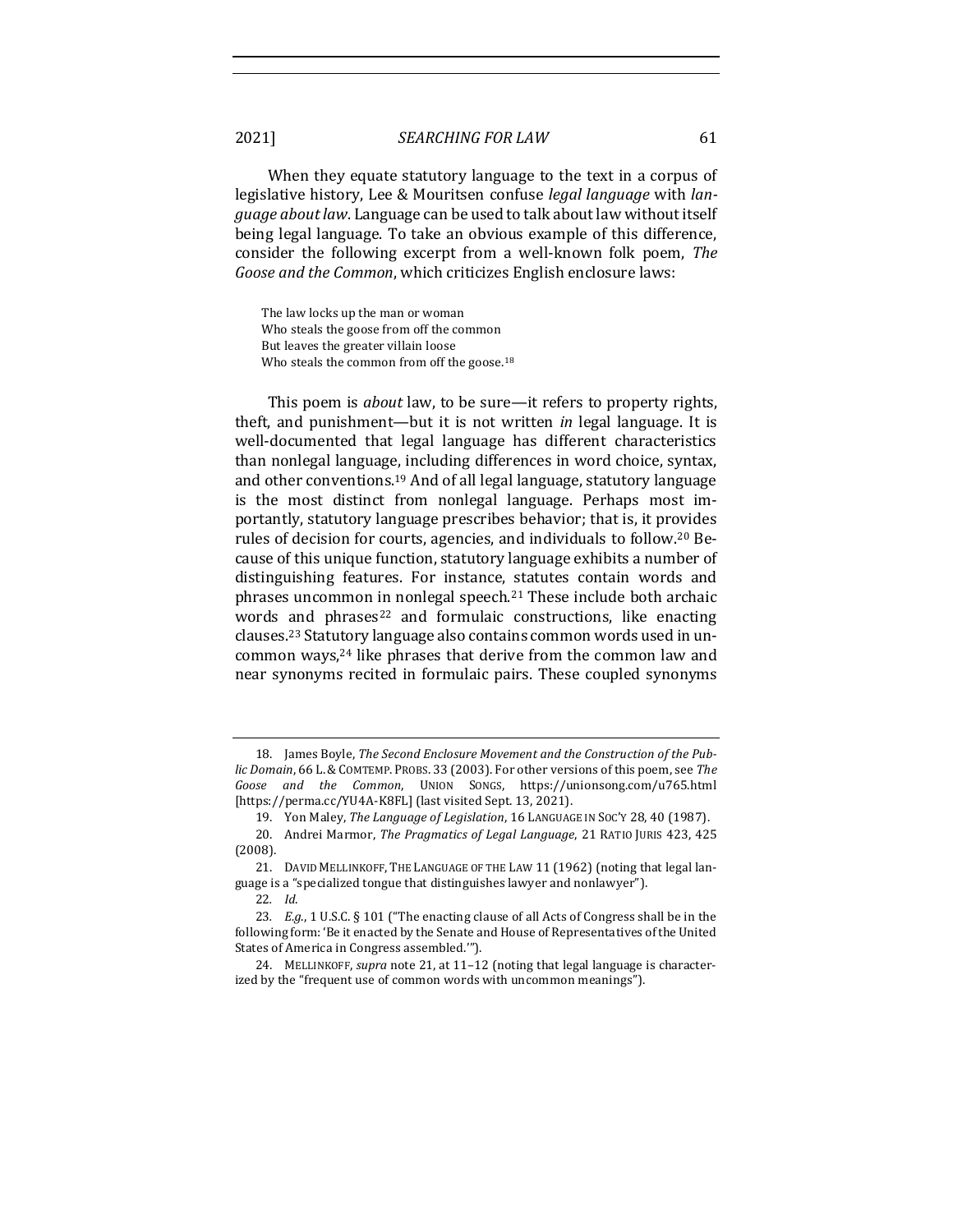When they equate statutory language to the text in a corpus of legislative history, Lee & Mouritsen confuse *legal language* with *language about law*. Language can be used to talk about law without itself being legal language. To take an obvious example of this difference, consider the following excerpt from a well-known folk poem, *The Goose and the Common*, which criticizes English enclosure laws:

> The law locks up the man or woman
> Who steals the goose from off the common
> But leaves the greater villain loose
> Who steals the common from off the goose.[18]

This poem is *about* law, to be sure—it refers to property rights, theft, and punishment—but it is not written *in* legal language. It is well-documented that legal language has different characteristics than nonlegal language, including differences in word choice, syntax, and other conventions.[19] And of all legal language, statutory language is the most distinct from nonlegal language. Perhaps most importantly, statutory language prescribes behavior; that is, it provides rules of decision for courts, agencies, and individuals to follow.[20] Because of this unique function, statutory language exhibits a number of distinguishing features. For instance, statutes contain words and phrases uncommon in nonlegal speech.[21] These include both archaic words and phrases[22] and formulaic constructions, like enacting clauses.[23] Statutory language also contains common words used in uncommon ways,[24] like phrases that derive from the common law and near synonyms recited in formulaic pairs. These coupled synonyms

---

18. James Boyle, *The Second Enclosure Movement and the Construction of the Public Domain*, 66 L. & COMTEMP. PROBS. 33 (2003). For other versions of this poem, see *The Goose and the Common*, UNION SONGS, https://unionsong.com/u765.html [https://perma.cc/YU4A-K8FL] (last visited Sept. 13, 2021).

19. Yon Maley, *The Language of Legislation*, 16 LANGUAGE IN SOC'Y 28, 40 (1987).

20. Andrei Marmor, *The Pragmatics of Legal Language*, 21 RATIO JURIS 423, 425 (2008).

21. DAVID MELLINKOFF, THE LANGUAGE OF THE LAW 11 (1962) (noting that legal language is a "specialized tongue that distinguishes lawyer and nonlawyer").

22. *Id.*

23. *E.g.*, 1 U.S.C. § 101 ("The enacting clause of all Acts of Congress shall be in the following form: 'Be it enacted by the Senate and House of Representatives of the United States of America in Congress assembled.'").

24. MELLINKOFF, *supra* note 21, at 11–12 (noting that legal language is characterized by the "frequent use of common words with uncommon meanings").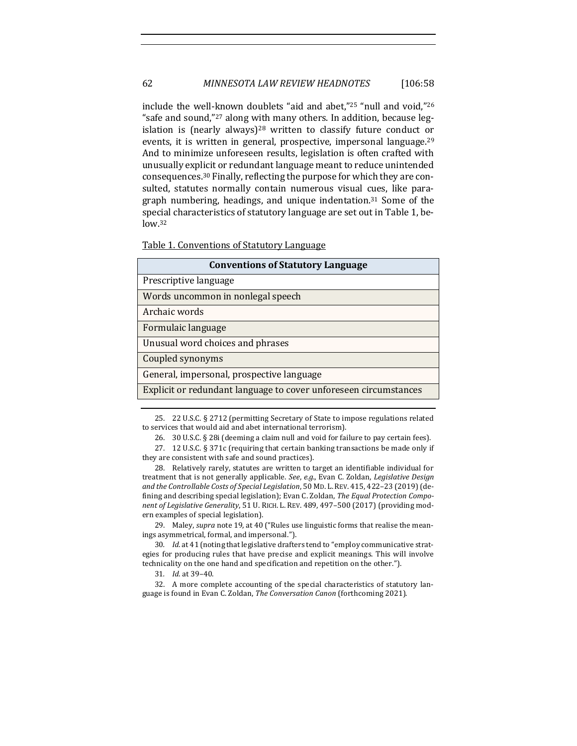include the well-known doublets “aid and abet,”[25] “null and void,”[26] “safe and sound,”[27] along with many others. In addition, because legislation is (nearly always)[28] written to classify future conduct or events, it is written in general, prospective, impersonal language.[29] And to minimize unforeseen results, legislation is often crafted with unusually explicit or redundant language meant to reduce unintended consequences.[30] Finally, reflecting the purpose for which they are consulted, statutes normally contain numerous visual cues, like paragraph numbering, headings, and unique indentation.[31] Some of the special characteristics of statutory language are set out in Table 1, below.[32]

Table 1. Conventions of Statutory Language

| **Conventions of Statutory Language** |
|---|
| Prescriptive language |
| Words uncommon in nonlegal speech |
| Archaic words |
| Formulaic language |
| Unusual word choices and phrases |
| Coupled synonyms |
| General, impersonal, prospective language |
| Explicit or redundant language to cover unforeseen circumstances |

25. 22 U.S.C. § 2712 (permitting Secretary of State to impose regulations related to services that would aid and abet international terrorism).

26. 30 U.S.C. § 28i (deeming a claim null and void for failure to pay certain fees).

27. 12 U.S.C. § 371c (requiring that certain banking transactions be made only if they are consistent with safe and sound practices).

28. Relatively rarely, statutes are written to target an identifiable individual for treatment that is not generally applicable. *See, e.g.*, Evan C. Zoldan, *Legislative Design and the Controllable Costs of Special Legislation*, 50 MD. L. REV. 415, 422–23 (2019) (defining and describing special legislation); Evan C. Zoldan, *The Equal Protection Component of Legislative Generality*, 51 U. RICH. L. REV. 489, 497–500 (2017) (providing modern examples of special legislation).

29. Maley, *supra* note 19, at 40 (“Rules use linguistic forms that realise the meanings asymmetrical, formal, and impersonal.”).

30. *Id.* at 41 (noting that legislative drafters tend to “employ communicative strategies for producing rules that have precise and explicit meanings. This will involve technicality on the one hand and specification and repetition on the other.”).

31. *Id.* at 39–40.

32. A more complete accounting of the special characteristics of statutory language is found in Evan C. Zoldan, *The Conversation Canon* (forthcoming 2021).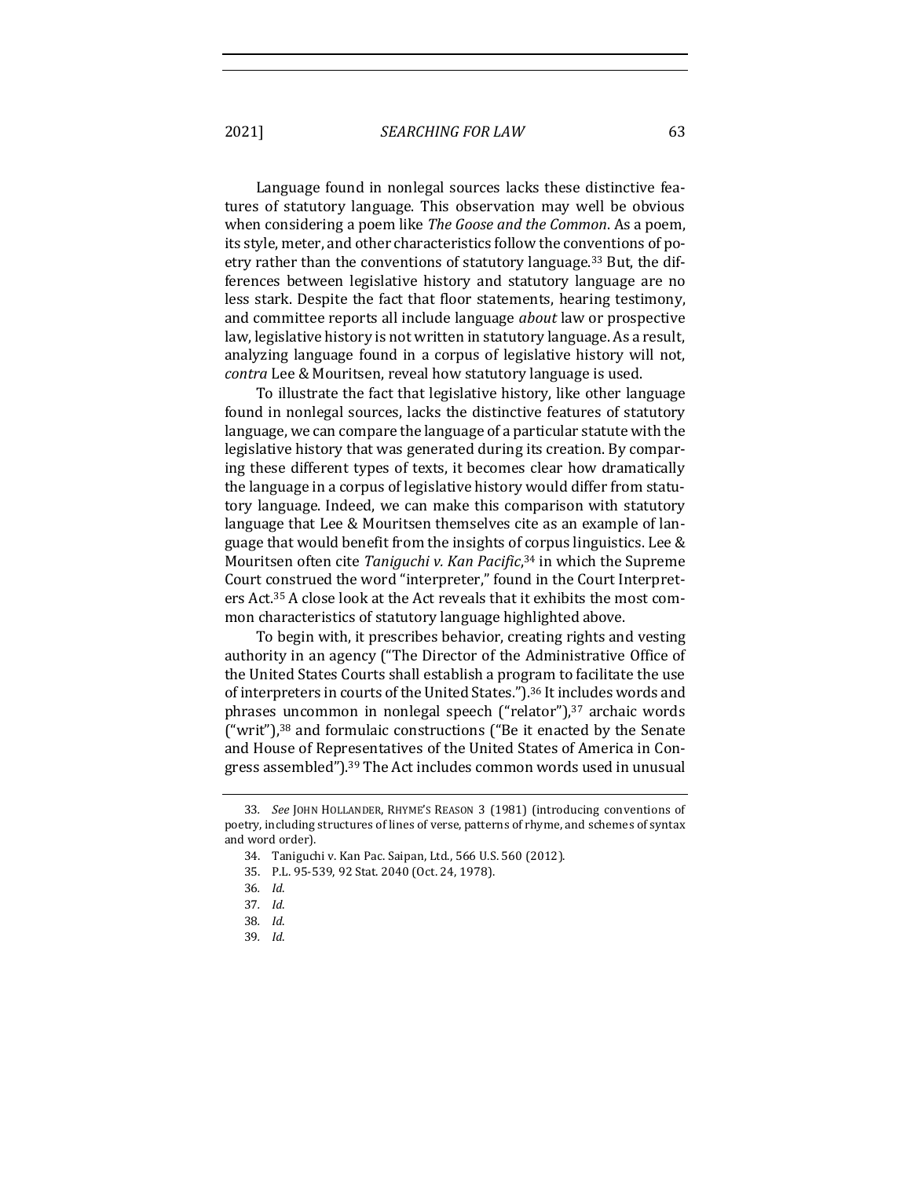Language found in nonlegal sources lacks these distinctive features of statutory language. This observation may well be obvious when considering a poem like *The Goose and the Common*. As a poem, its style, meter, and other characteristics follow the conventions of poetry rather than the conventions of statutory language.[33] But, the differences between legislative history and statutory language are no less stark. Despite the fact that floor statements, hearing testimony, and committee reports all include language *about* law or prospective law, legislative history is not written in statutory language. As a result, analyzing language found in a corpus of legislative history will not, *contra* Lee & Mouritsen, reveal how statutory language is used.

To illustrate the fact that legislative history, like other language found in nonlegal sources, lacks the distinctive features of statutory language, we can compare the language of a particular statute with the legislative history that was generated during its creation. By comparing these different types of texts, it becomes clear how dramatically the language in a corpus of legislative history would differ from statutory language. Indeed, we can make this comparison with statutory language that Lee & Mouritsen themselves cite as an example of language that would benefit from the insights of corpus linguistics. Lee & Mouritsen often cite *Taniguchi v. Kan Pacific*,[34] in which the Supreme Court construed the word "interpreter," found in the Court Interpreters Act.[35] A close look at the Act reveals that it exhibits the most common characteristics of statutory language highlighted above.

To begin with, it prescribes behavior, creating rights and vesting authority in an agency ("The Director of the Administrative Office of the United States Courts shall establish a program to facilitate the use of interpreters in courts of the United States.").[36] It includes words and phrases uncommon in nonlegal speech ("relator"),[37] archaic words ("writ"),[38] and formulaic constructions ("Be it enacted by the Senate and House of Representatives of the United States of America in Congress assembled").[39] The Act includes common words used in unusual

---

33. *See* JOHN HOLLANDER, RHYME'S REASON 3 (1981) (introducing conventions of poetry, including structures of lines of verse, patterns of rhyme, and schemes of syntax and word order).

34. Taniguchi v. Kan Pac. Saipan, Ltd., 566 U.S. 560 (2012).

35. P.L. 95-539, 92 Stat. 2040 (Oct. 24, 1978).

36. *Id.*

37. *Id.*

38. *Id.*

39. *Id.*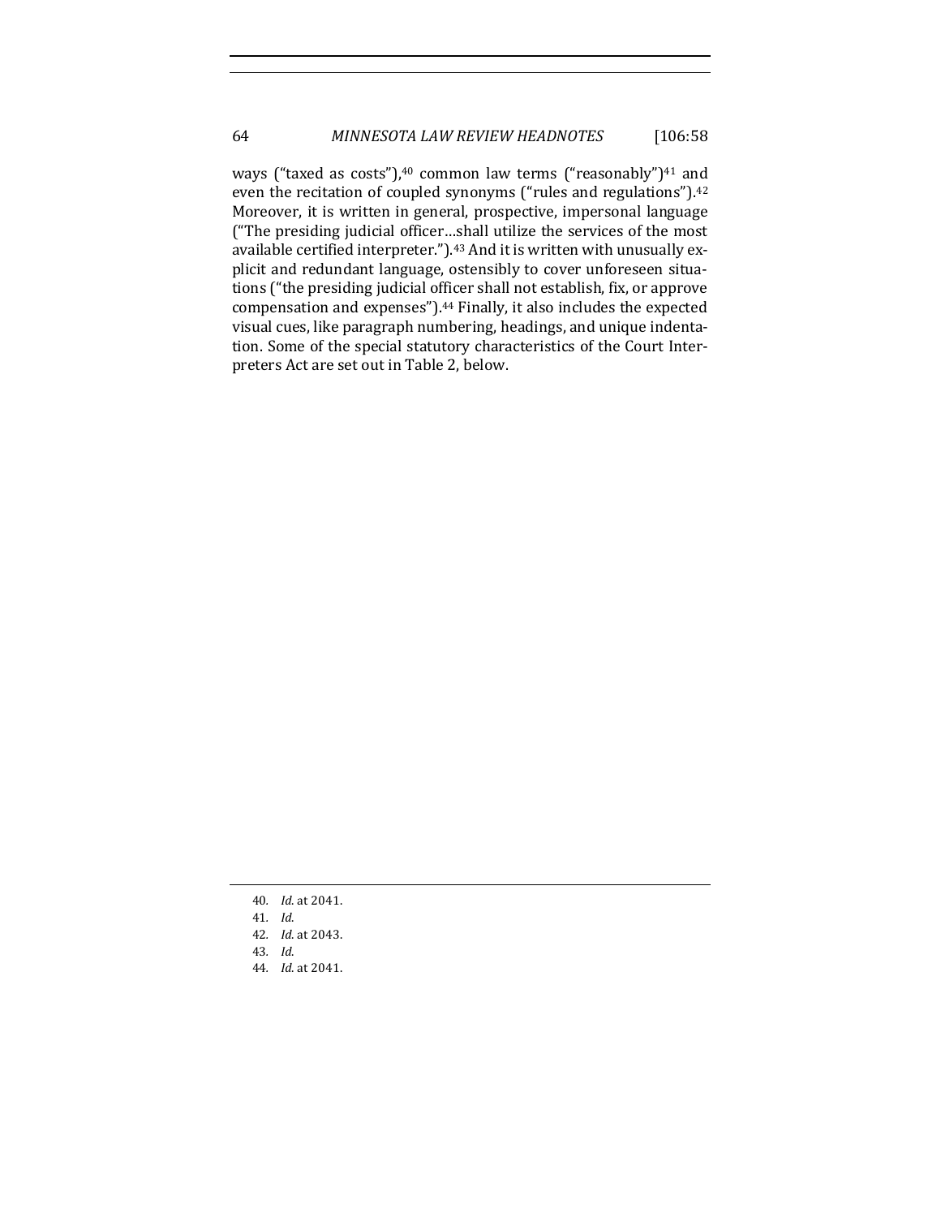ways ("taxed as costs"),[40] common law terms ("reasonably")[41] and even the recitation of coupled synonyms ("rules and regulations").[42] Moreover, it is written in general, prospective, impersonal language ("The presiding judicial officer…shall utilize the services of the most available certified interpreter.").[43] And it is written with unusually explicit and redundant language, ostensibly to cover unforeseen situations ("the presiding judicial officer shall not establish, fix, or approve compensation and expenses").[44] Finally, it also includes the expected visual cues, like paragraph numbering, headings, and unique indentation. Some of the special statutory characteristics of the Court Interpreters Act are set out in Table 2, below.

---

40. *Id.* at 2041.
41. *Id.*
42. *Id.* at 2043.
43. *Id.*
44. *Id.* at 2041.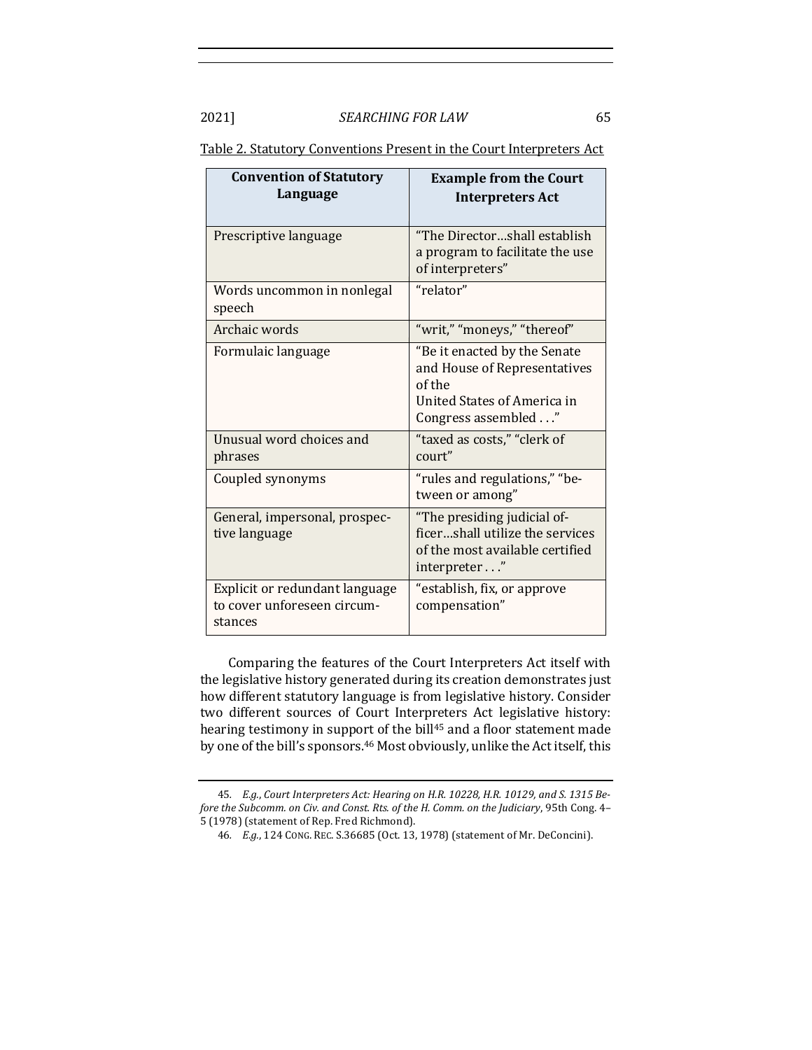Table 2. Statutory Conventions Present in the Court Interpreters Act

| Convention of Statutory Language | Example from the Court Interpreters Act |
|---|---|
| Prescriptive language | "The Director…shall establish a program to facilitate the use of interpreters" |
| Words uncommon in nonlegal speech | "relator" |
| Archaic words | "writ," "moneys," "thereof" |
| Formulaic language | "Be it enacted by the Senate and House of Representatives of the United States of America in Congress assembled . . ." |
| Unusual word choices and phrases | "taxed as costs," "clerk of court" |
| Coupled synonyms | "rules and regulations," "between or among" |
| General, impersonal, prospective language | "The presiding judicial officer…shall utilize the services of the most available certified interpreter . . ." |
| Explicit or redundant language to cover unforeseen circumstances | "establish, fix, or approve compensation" |

Comparing the features of the Court Interpreters Act itself with the legislative history generated during its creation demonstrates just how different statutory language is from legislative history. Consider two different sources of Court Interpreters Act legislative history: hearing testimony in support of the bill[45] and a floor statement made by one of the bill's sponsors.[46] Most obviously, unlike the Act itself, this

---

45. *E.g.*, *Court Interpreters Act: Hearing on H.R. 10228, H.R. 10129, and S. 1315 Before the Subcomm. on Civ. and Const. Rts. of the H. Comm. on the Judiciary*, 95th Cong. 4–5 (1978) (statement of Rep. Fred Richmond).

46. *E.g.*, 124 CONG. REC. S.36685 (Oct. 13, 1978) (statement of Mr. DeConcini).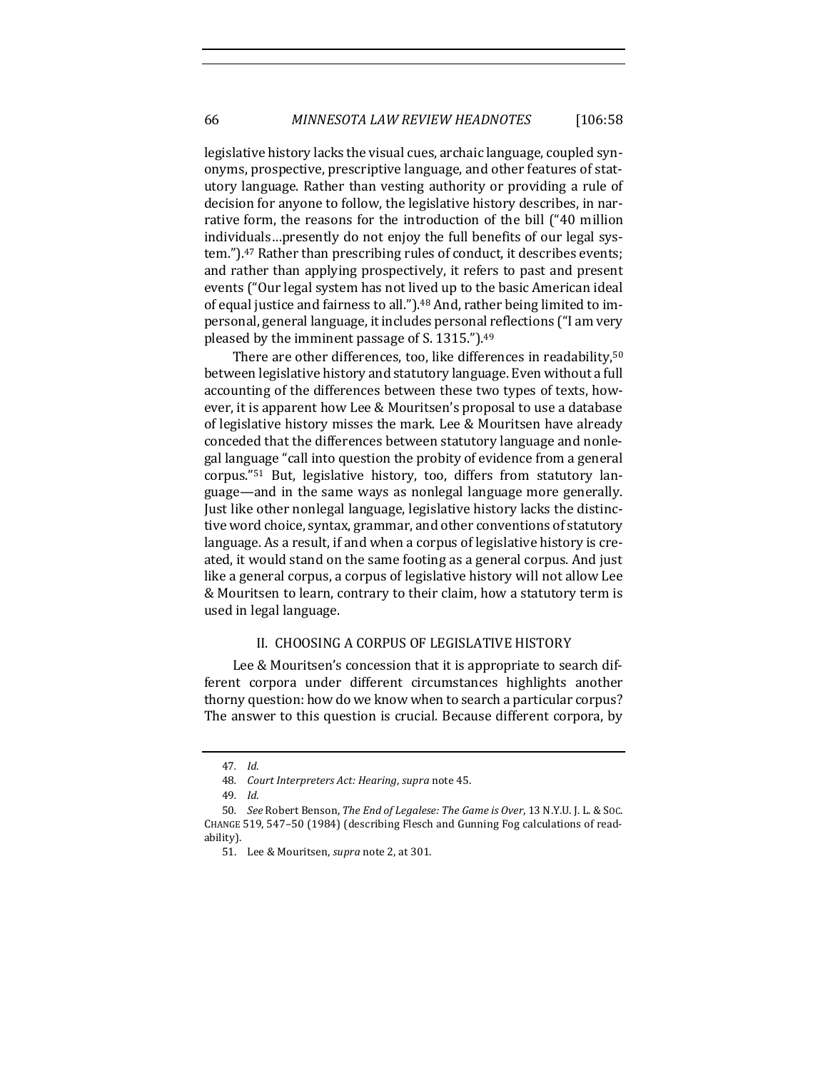legislative history lacks the visual cues, archaic language, coupled synonyms, prospective, prescriptive language, and other features of statutory language. Rather than vesting authority or providing a rule of decision for anyone to follow, the legislative history describes, in narrative form, the reasons for the introduction of the bill ("40 million individuals…presently do not enjoy the full benefits of our legal system.").[47] Rather than prescribing rules of conduct, it describes events; and rather than applying prospectively, it refers to past and present events ("Our legal system has not lived up to the basic American ideal of equal justice and fairness to all.").[48] And, rather being limited to impersonal, general language, it includes personal reflections ("I am very pleased by the imminent passage of S. 1315.").[49]

There are other differences, too, like differences in readability,[50] between legislative history and statutory language. Even without a full accounting of the differences between these two types of texts, however, it is apparent how Lee & Mouritsen's proposal to use a database of legislative history misses the mark. Lee & Mouritsen have already conceded that the differences between statutory language and nonlegal language "call into question the probity of evidence from a general corpus."[51] But, legislative history, too, differs from statutory language—and in the same ways as nonlegal language more generally. Just like other nonlegal language, legislative history lacks the distinctive word choice, syntax, grammar, and other conventions of statutory language. As a result, if and when a corpus of legislative history is created, it would stand on the same footing as a general corpus. And just like a general corpus, a corpus of legislative history will not allow Lee & Mouritsen to learn, contrary to their claim, how a statutory term is used in legal language.

## II. CHOOSING A CORPUS OF LEGISLATIVE HISTORY

Lee & Mouritsen's concession that it is appropriate to search different corpora under different circumstances highlights another thorny question: how do we know when to search a particular corpus? The answer to this question is crucial. Because different corpora, by

---

47. *Id.*

48. *Court Interpreters Act: Hearing*, *supra* note 45.

49. *Id.*

50. *See* Robert Benson, *The End of Legalese: The Game is Over*, 13 N.Y.U. J. L. & SOC. CHANGE 519, 547–50 (1984) (describing Flesch and Gunning Fog calculations of readability).

51. Lee & Mouritsen, *supra* note 2, at 301.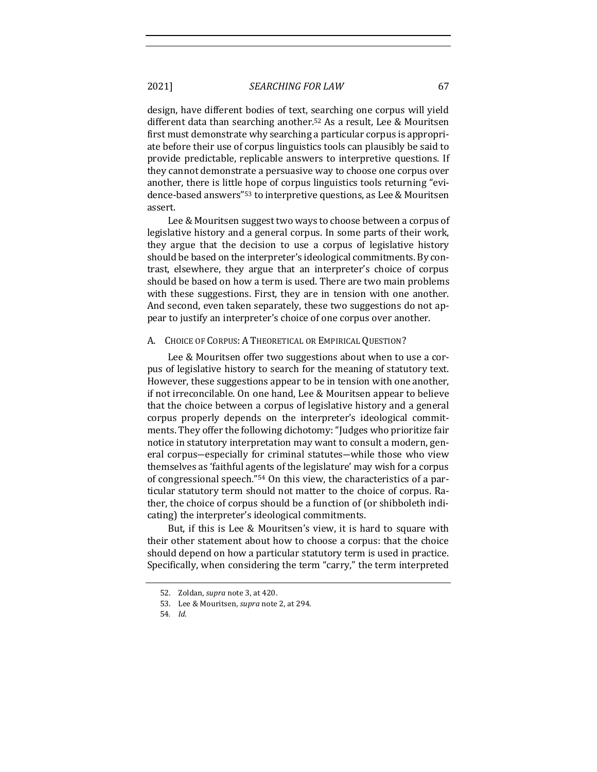design, have different bodies of text, searching one corpus will yield different data than searching another.[52] As a result, Lee & Mouritsen first must demonstrate why searching a particular corpus is appropriate before their use of corpus linguistics tools can plausibly be said to provide predictable, replicable answers to interpretive questions. If they cannot demonstrate a persuasive way to choose one corpus over another, there is little hope of corpus linguistics tools returning "evidence-based answers"[53] to interpretive questions, as Lee & Mouritsen assert.

Lee & Mouritsen suggest two ways to choose between a corpus of legislative history and a general corpus. In some parts of their work, they argue that the decision to use a corpus of legislative history should be based on the interpreter's ideological commitments. By contrast, elsewhere, they argue that an interpreter's choice of corpus should be based on how a term is used. There are two main problems with these suggestions. First, they are in tension with one another. And second, even taken separately, these two suggestions do not appear to justify an interpreter's choice of one corpus over another.

### A. Choice of Corpus: A Theoretical or Empirical Question?

Lee & Mouritsen offer two suggestions about when to use a corpus of legislative history to search for the meaning of statutory text. However, these suggestions appear to be in tension with one another, if not irreconcilable. On one hand, Lee & Mouritsen appear to believe that the choice between a corpus of legislative history and a general corpus properly depends on the interpreter's ideological commitments. They offer the following dichotomy: "Judges who prioritize fair notice in statutory interpretation may want to consult a modern, general corpus—especially for criminal statutes—while those who view themselves as 'faithful agents of the legislature' may wish for a corpus of congressional speech."[54] On this view, the characteristics of a particular statutory term should not matter to the choice of corpus. Rather, the choice of corpus should be a function of (or shibboleth indicating) the interpreter's ideological commitments.

But, if this is Lee & Mouritsen's view, it is hard to square with their other statement about how to choose a corpus: that the choice should depend on how a particular statutory term is used in practice. Specifically, when considering the term "carry," the term interpreted

52. Zoldan, *supra* note 3, at 420.

53. Lee & Mouritsen, *supra* note 2, at 294.

54. *Id.*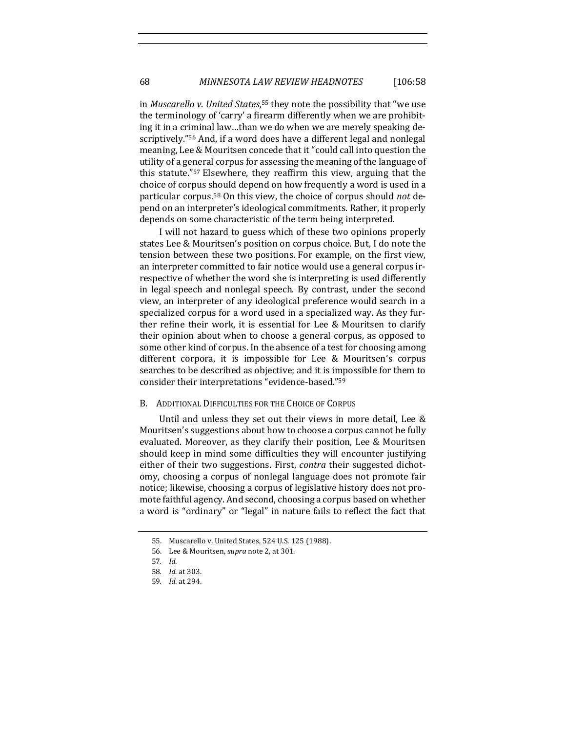in *Muscarello v. United States*,[55] they note the possibility that "we use the terminology of 'carry' a firearm differently when we are prohibiting it in a criminal law…than we do when we are merely speaking descriptively."[56] And, if a word does have a different legal and nonlegal meaning, Lee & Mouritsen concede that it "could call into question the utility of a general corpus for assessing the meaning of the language of this statute."[57] Elsewhere, they reaffirm this view, arguing that the choice of corpus should depend on how frequently a word is used in a particular corpus.[58] On this view, the choice of corpus should *not* depend on an interpreter's ideological commitments. Rather, it properly depends on some characteristic of the term being interpreted.

I will not hazard to guess which of these two opinions properly states Lee & Mouritsen's position on corpus choice. But, I do note the tension between these two positions. For example, on the first view, an interpreter committed to fair notice would use a general corpus irrespective of whether the word she is interpreting is used differently in legal speech and nonlegal speech. By contrast, under the second view, an interpreter of any ideological preference would search in a specialized corpus for a word used in a specialized way. As they further refine their work, it is essential for Lee & Mouritsen to clarify their opinion about when to choose a general corpus, as opposed to some other kind of corpus. In the absence of a test for choosing among different corpora, it is impossible for Lee & Mouritsen's corpus searches to be described as objective; and it is impossible for them to consider their interpretations "evidence-based."[59]

## B. Additional Difficulties for the Choice of Corpus

Until and unless they set out their views in more detail, Lee & Mouritsen's suggestions about how to choose a corpus cannot be fully evaluated. Moreover, as they clarify their position, Lee & Mouritsen should keep in mind some difficulties they will encounter justifying either of their two suggestions. First, *contra* their suggested dichotomy, choosing a corpus of nonlegal language does not promote fair notice; likewise, choosing a corpus of legislative history does not promote faithful agency. And second, choosing a corpus based on whether a word is "ordinary" or "legal" in nature fails to reflect the fact that

55. Muscarello v. United States, 524 U.S. 125 (1988).

56. Lee & Mouritsen, *supra* note 2, at 301.

57. *Id.*

58. *Id.* at 303.

59. *Id.* at 294.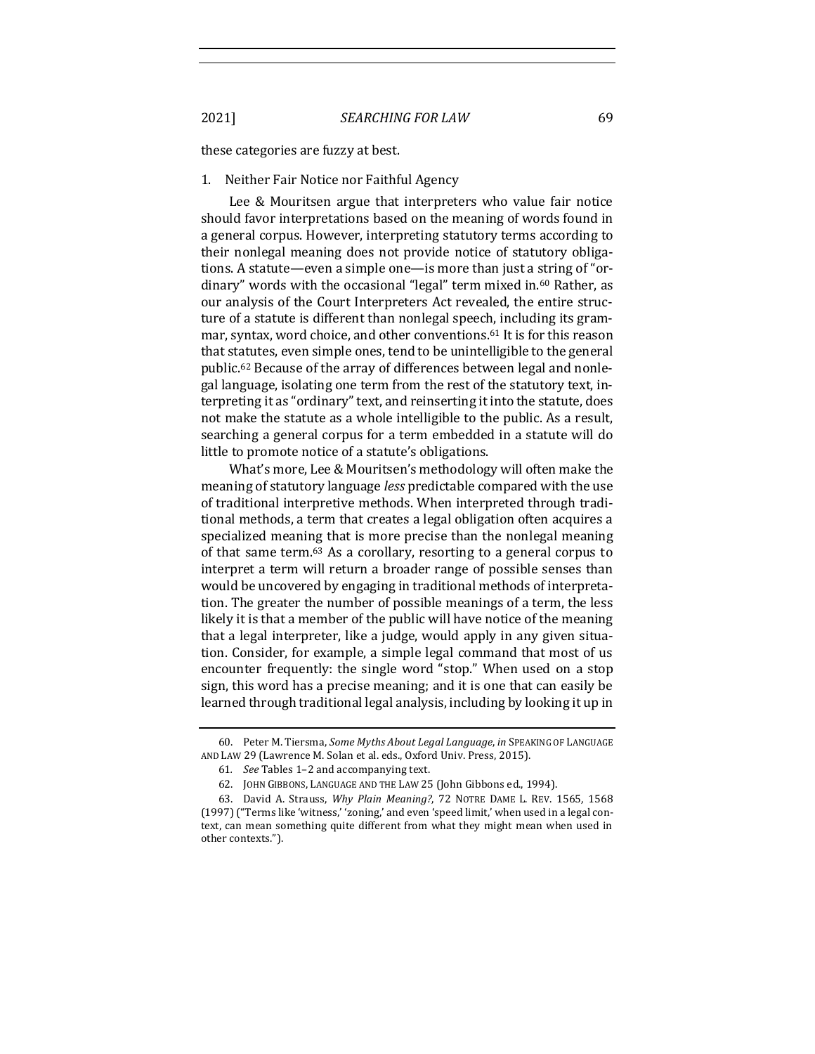these categories are fuzzy at best.

### 1. Neither Fair Notice nor Faithful Agency

Lee & Mouritsen argue that interpreters who value fair notice should favor interpretations based on the meaning of words found in a general corpus. However, interpreting statutory terms according to their nonlegal meaning does not provide notice of statutory obligations. A statute—even a simple one—is more than just a string of "ordinary" words with the occasional "legal" term mixed in.[60] Rather, as our analysis of the Court Interpreters Act revealed, the entire structure of a statute is different than nonlegal speech, including its grammar, syntax, word choice, and other conventions.[61] It is for this reason that statutes, even simple ones, tend to be unintelligible to the general public.[62] Because of the array of differences between legal and nonlegal language, isolating one term from the rest of the statutory text, interpreting it as "ordinary" text, and reinserting it into the statute, does not make the statute as a whole intelligible to the public. As a result, searching a general corpus for a term embedded in a statute will do little to promote notice of a statute's obligations.

What's more, Lee & Mouritsen's methodology will often make the meaning of statutory language *less* predictable compared with the use of traditional interpretive methods. When interpreted through traditional methods, a term that creates a legal obligation often acquires a specialized meaning that is more precise than the nonlegal meaning of that same term.[63] As a corollary, resorting to a general corpus to interpret a term will return a broader range of possible senses than would be uncovered by engaging in traditional methods of interpretation. The greater the number of possible meanings of a term, the less likely it is that a member of the public will have notice of the meaning that a legal interpreter, like a judge, would apply in any given situation. Consider, for example, a simple legal command that most of us encounter frequently: the single word "stop." When used on a stop sign, this word has a precise meaning; and it is one that can easily be learned through traditional legal analysis, including by looking it up in

---

60. Peter M. Tiersma, *Some Myths About Legal Language*, *in* SPEAKING OF LANGUAGE AND LAW 29 (Lawrence M. Solan et al. eds., Oxford Univ. Press, 2015).

61. *See* Tables 1–2 and accompanying text.

62. JOHN GIBBONS, LANGUAGE AND THE LAW 25 (John Gibbons ed., 1994).

63. David A. Strauss, *Why Plain Meaning?*, 72 NOTRE DAME L. REV. 1565, 1568 (1997) ("Terms like 'witness,' 'zoning,' and even 'speed limit,' when used in a legal context, can mean something quite different from what they might mean when used in other contexts.").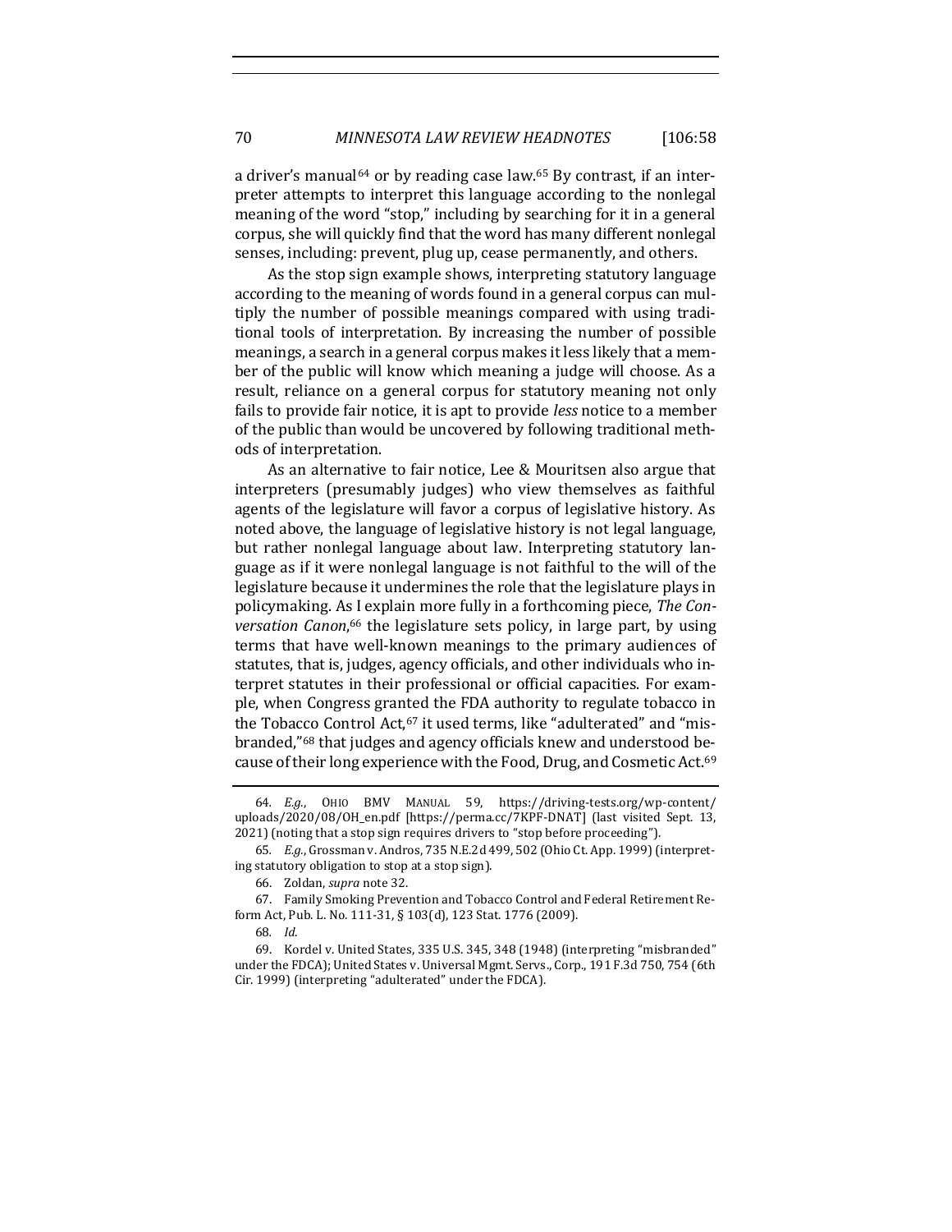a driver's manual[64] or by reading case law.[65] By contrast, if an interpreter attempts to interpret this language according to the nonlegal meaning of the word "stop," including by searching for it in a general corpus, she will quickly find that the word has many different nonlegal senses, including: prevent, plug up, cease permanently, and others.

As the stop sign example shows, interpreting statutory language according to the meaning of words found in a general corpus can multiply the number of possible meanings compared with using traditional tools of interpretation. By increasing the number of possible meanings, a search in a general corpus makes it less likely that a member of the public will know which meaning a judge will choose. As a result, reliance on a general corpus for statutory meaning not only fails to provide fair notice, it is apt to provide *less* notice to a member of the public than would be uncovered by following traditional methods of interpretation.

As an alternative to fair notice, Lee & Mouritsen also argue that interpreters (presumably judges) who view themselves as faithful agents of the legislature will favor a corpus of legislative history. As noted above, the language of legislative history is not legal language, but rather nonlegal language about law. Interpreting statutory language as if it were nonlegal language is not faithful to the will of the legislature because it undermines the role that the legislature plays in policymaking. As I explain more fully in a forthcoming piece, *The Conversation Canon*,[66] the legislature sets policy, in large part, by using terms that have well-known meanings to the primary audiences of statutes, that is, judges, agency officials, and other individuals who interpret statutes in their professional or official capacities. For example, when Congress granted the FDA authority to regulate tobacco in the Tobacco Control Act,[67] it used terms, like "adulterated" and "misbranded,"[68] that judges and agency officials knew and understood because of their long experience with the Food, Drug, and Cosmetic Act.[69]

---

64. *E.g.*, OHIO BMV MANUAL 59, https://driving-tests.org/wp-content/uploads/2020/08/OH_en.pdf [https://perma.cc/7KPF-DNAT] (last visited Sept. 13, 2021) (noting that a stop sign requires drivers to "stop before proceeding").

65. *E.g.*, Grossman v. Andros, 735 N.E.2d 499, 502 (Ohio Ct. App. 1999) (interpreting statutory obligation to stop at a stop sign).

66. Zoldan, *supra* note 32.

67. Family Smoking Prevention and Tobacco Control and Federal Retirement Reform Act, Pub. L. No. 111-31, § 103(d), 123 Stat. 1776 (2009).

68. *Id.*

69. Kordel v. United States, 335 U.S. 345, 348 (1948) (interpreting "misbranded" under the FDCA); United States v. Universal Mgmt. Servs., Corp., 191 F.3d 750, 754 (6th Cir. 1999) (interpreting "adulterated" under the FDCA).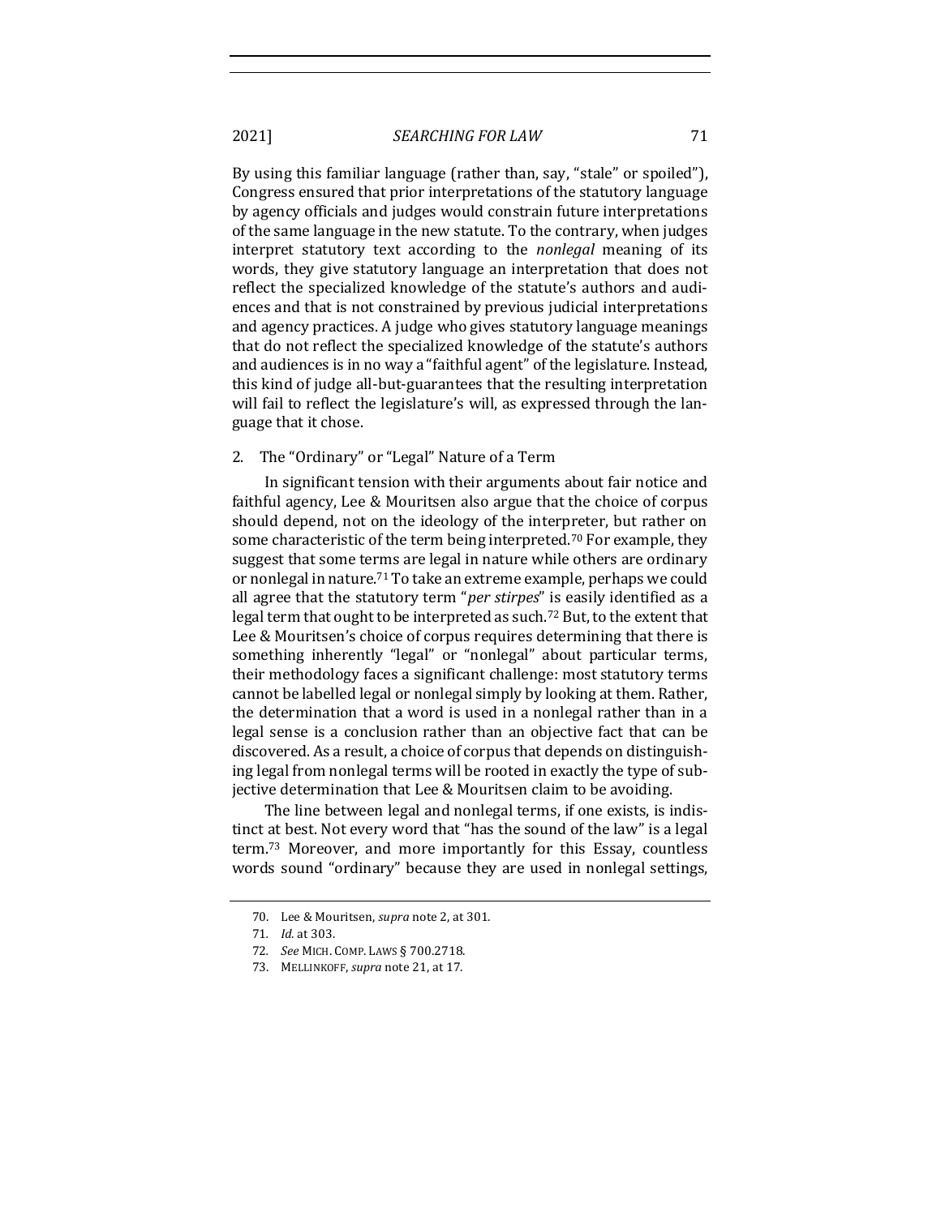By using this familiar language (rather than, say, "stale" or spoiled"), Congress ensured that prior interpretations of the statutory language by agency officials and judges would constrain future interpretations of the same language in the new statute. To the contrary, when judges interpret statutory text according to the *nonlegal* meaning of its words, they give statutory language an interpretation that does not reflect the specialized knowledge of the statute's authors and audiences and that is not constrained by previous judicial interpretations and agency practices. A judge who gives statutory language meanings that do not reflect the specialized knowledge of the statute's authors and audiences is in no way a "faithful agent" of the legislature. Instead, this kind of judge all-but-guarantees that the resulting interpretation will fail to reflect the legislature's will, as expressed through the language that it chose.

### 2. The "Ordinary" or "Legal" Nature of a Term

In significant tension with their arguments about fair notice and faithful agency, Lee & Mouritsen also argue that the choice of corpus should depend, not on the ideology of the interpreter, but rather on some characteristic of the term being interpreted.[70] For example, they suggest that some terms are legal in nature while others are ordinary or nonlegal in nature.[71] To take an extreme example, perhaps we could all agree that the statutory term "*per stirpes*" is easily identified as a legal term that ought to be interpreted as such.[72] But, to the extent that Lee & Mouritsen's choice of corpus requires determining that there is something inherently "legal" or "nonlegal" about particular terms, their methodology faces a significant challenge: most statutory terms cannot be labelled legal or nonlegal simply by looking at them. Rather, the determination that a word is used in a nonlegal rather than in a legal sense is a conclusion rather than an objective fact that can be discovered. As a result, a choice of corpus that depends on distinguishing legal from nonlegal terms will be rooted in exactly the type of subjective determination that Lee & Mouritsen claim to be avoiding.

The line between legal and nonlegal terms, if one exists, is indistinct at best. Not every word that "has the sound of the law" is a legal term.[73] Moreover, and more importantly for this Essay, countless words sound "ordinary" because they are used in nonlegal settings,

70. Lee & Mouritsen, *supra* note 2, at 301.

71. *Id.* at 303.

72. *See* MICH. COMP. LAWS § 700.2718.

73. MELLINKOFF, *supra* note 21, at 17.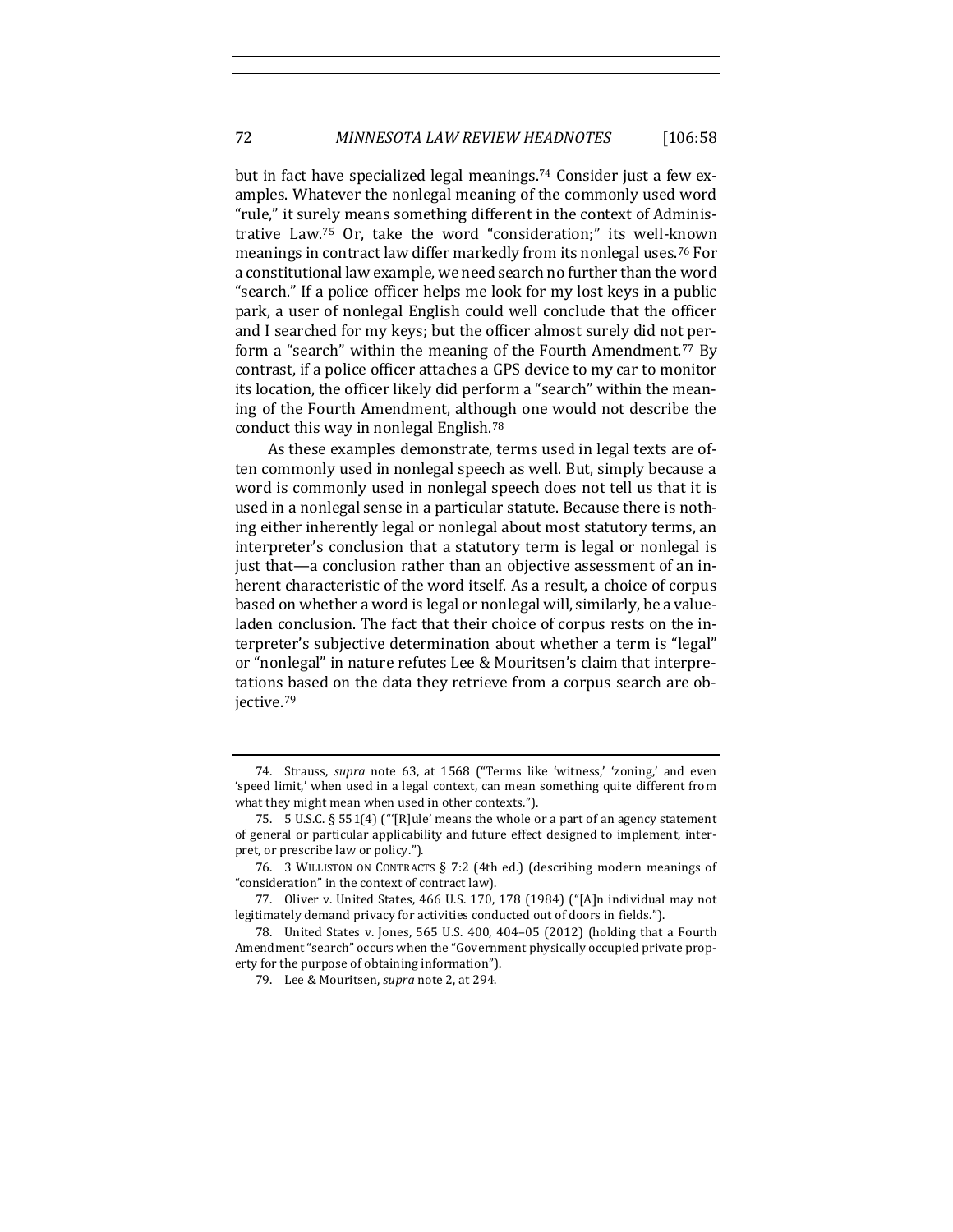but in fact have specialized legal meanings.[74] Consider just a few examples. Whatever the nonlegal meaning of the commonly used word "rule," it surely means something different in the context of Administrative Law.[75] Or, take the word "consideration;" its well-known meanings in contract law differ markedly from its nonlegal uses.[76] For a constitutional law example, we need search no further than the word "search." If a police officer helps me look for my lost keys in a public park, a user of nonlegal English could well conclude that the officer and I searched for my keys; but the officer almost surely did not perform a "search" within the meaning of the Fourth Amendment.[77] By contrast, if a police officer attaches a GPS device to my car to monitor its location, the officer likely did perform a "search" within the meaning of the Fourth Amendment, although one would not describe the conduct this way in nonlegal English.[78]

As these examples demonstrate, terms used in legal texts are often commonly used in nonlegal speech as well. But, simply because a word is commonly used in nonlegal speech does not tell us that it is used in a nonlegal sense in a particular statute. Because there is nothing either inherently legal or nonlegal about most statutory terms, an interpreter's conclusion that a statutory term is legal or nonlegal is just that—a conclusion rather than an objective assessment of an inherent characteristic of the word itself. As a result, a choice of corpus based on whether a word is legal or nonlegal will, similarly, be a value-laden conclusion. The fact that their choice of corpus rests on the interpreter's subjective determination about whether a term is "legal" or "nonlegal" in nature refutes Lee & Mouritsen's claim that interpretations based on the data they retrieve from a corpus search are objective.[79]

---

74. Strauss, *supra* note 63, at 1568 ("Terms like 'witness,' 'zoning,' and even 'speed limit,' when used in a legal context, can mean something quite different from what they might mean when used in other contexts.").

75. 5 U.S.C. § 551(4) ("'[R]ule' means the whole or a part of an agency statement of general or particular applicability and future effect designed to implement, interpret, or prescribe law or policy.").

76. 3 WILLISTON ON CONTRACTS § 7:2 (4th ed.) (describing modern meanings of "consideration" in the context of contract law).

77. Oliver v. United States, 466 U.S. 170, 178 (1984) ("[A]n individual may not legitimately demand privacy for activities conducted out of doors in fields.").

78. United States v. Jones, 565 U.S. 400, 404–05 (2012) (holding that a Fourth Amendment "search" occurs when the "Government physically occupied private property for the purpose of obtaining information").

79. Lee & Mouritsen, *supra* note 2, at 294.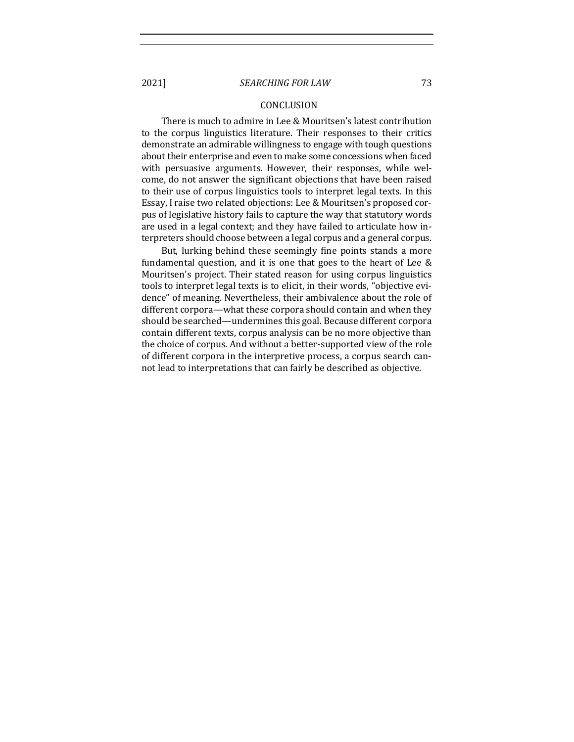## CONCLUSION

There is much to admire in Lee & Mouritsen's latest contribution to the corpus linguistics literature. Their responses to their critics demonstrate an admirable willingness to engage with tough questions about their enterprise and even to make some concessions when faced with persuasive arguments. However, their responses, while welcome, do not answer the significant objections that have been raised to their use of corpus linguistics tools to interpret legal texts. In this Essay, I raise two related objections: Lee & Mouritsen's proposed corpus of legislative history fails to capture the way that statutory words are used in a legal context; and they have failed to articulate how interpreters should choose between a legal corpus and a general corpus.

But, lurking behind these seemingly fine points stands a more fundamental question, and it is one that goes to the heart of Lee & Mouritsen's project. Their stated reason for using corpus linguistics tools to interpret legal texts is to elicit, in their words, "objective evidence" of meaning. Nevertheless, their ambivalence about the role of different corpora—what these corpora should contain and when they should be searched—undermines this goal. Because different corpora contain different texts, corpus analysis can be no more objective than the choice of corpus. And without a better-supported view of the role of different corpora in the interpretive process, a corpus search cannot lead to interpretations that can fairly be described as objective.